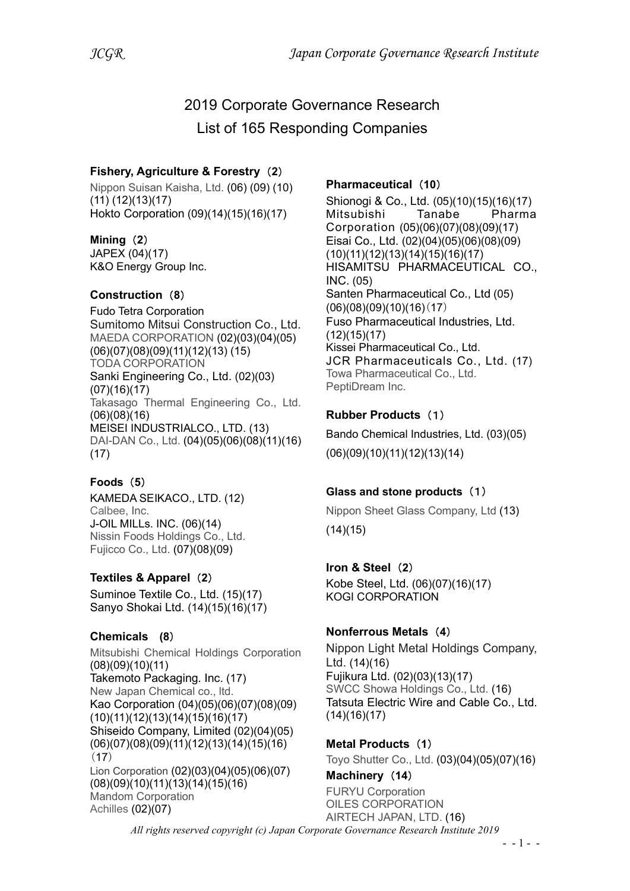# 2019 Corporate Governance Research
## List of 165 Responding Companies

### Fishery, Agriculture & Forestry（2）

Nippon Suisan Kaisha, Ltd. (06) (09) (10) (11) (12)(13)(17)
Hokto Corporation (09)(14)(15)(16)(17)

### Mining（2）

JAPEX (04)(17)
K&O Energy Group Inc.

### Construction（8）

Fudo Tetra Corporation
Sumitomo Mitsui Construction Co., Ltd.
MAEDA CORPORATION (02)(03)(04)(05)(06)(07)(08)(09)(11)(12)(13) (15)
TODA CORPORATION
Sanki Engineering Co., Ltd. (02)(03)(07)(16)(17)
Takasago Thermal Engineering Co., Ltd. (06)(08)(16)
MEISEI INDUSTRIALCO., LTD. (13)
DAI-DAN Co., Ltd. (04)(05)(06)(08)(11)(16)(17)

### Foods（5）

KAMEDA SEIKACO., LTD. (12)
Calbee, Inc.
J-OIL MILLs. INC. (06)(14)
Nissin Foods Holdings Co., Ltd.
Fujicco Co., Ltd. (07)(08)(09)

### Textiles & Apparel（2）

Suminoe Textile Co., Ltd. (15)(17)
Sanyo Shokai Ltd. (14)(15)(16)(17)

### Chemicals （8）

Mitsubishi Chemical Holdings Corporation (08)(09)(10)(11)
Takemoto Packaging. Inc. (17)
New Japan Chemical co., ltd.
Kao Corporation (04)(05)(06)(07)(08)(09)(10)(11)(12)(13)(14)(15)(16)(17)
Shiseido Company, Limited (02)(04)(05)(06)(07)(08)(09)(11)(12)(13)(14)(15)(16)（17）
Lion Corporation (02)(03)(04)(05)(06)(07)(08)(09)(10)(11)(13)(14)(15)(16)
Mandom Corporation
Achilles (02)(07)

### Pharmaceutical（10）

Shionogi & Co., Ltd. (05)(10)(15)(16)(17)
Mitsubishi Tanabe Pharma Corporation (05)(06)(07)(08)(09)(17)
Eisai Co., Ltd. (02)(04)(05)(06)(08)(09)(10)(11)(12)(13)(14)(15)(16)(17)
HISAMITSU PHARMACEUTICAL CO., INC. (05)
Santen Pharmaceutical Co., Ltd (05)(06)(08)(09)(10)(16)（17）
Fuso Pharmaceutical Industries, Ltd. (12)(15)(17)
Kissei Pharmaceutical Co., Ltd.
JCR Pharmaceuticals Co., Ltd. (17)
Towa Pharmaceutical Co., Ltd.
PeptiDream Inc.

### Rubber Products（1）

Bando Chemical Industries, Ltd. (03)(05)(06)(09)(10)(11)(12)(13)(14)

### Glass and stone products（1）

Nippon Sheet Glass Company, Ltd (13)(14)(15)

### Iron & Steel（2）

Kobe Steel, Ltd. (06)(07)(16)(17)
KOGI CORPORATION

### Nonferrous Metals（4）

Nippon Light Metal Holdings Company, Ltd. (14)(16)
Fujikura Ltd. (02)(03)(13)(17)
SWCC Showa Holdings Co., Ltd. (16)
Tatsuta Electric Wire and Cable Co., Ltd. (14)(16)(17)

### Metal Products（1）

Toyo Shutter Co., Ltd. (03)(04)(05)(07)(16)

### Machinery（14）

FURYU Corporation
OILES CORPORATION
AIRTECH JAPAN, LTD. (16)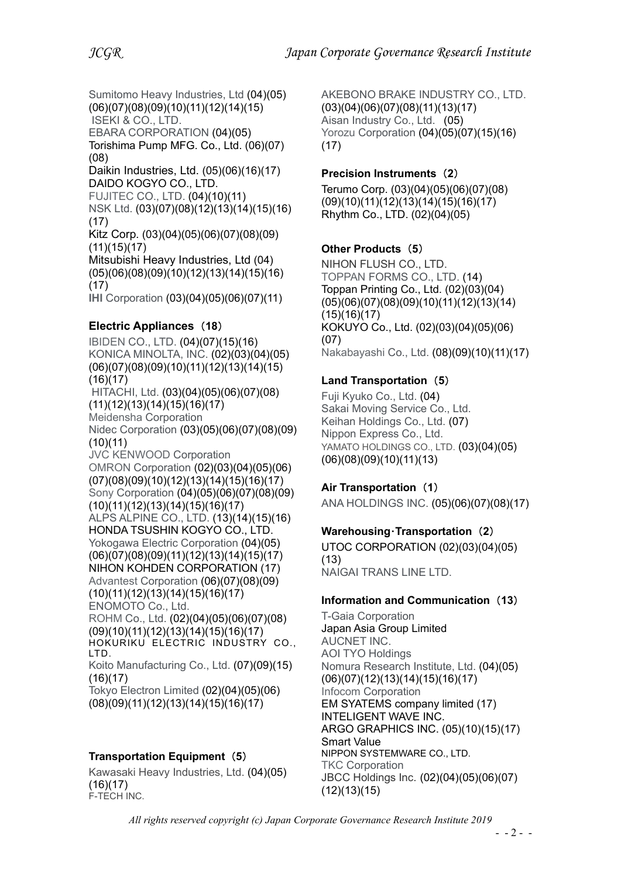Sumitomo Heavy Industries, Ltd (04)(05)(06)(07)(08)(09)(10)(11)(12)(14)(15)
ISEKI & CO., LTD.
EBARA CORPORATION (04)(05)
Torishima Pump MFG. Co., Ltd. (06)(07)(08)
Daikin Industries, Ltd. (05)(06)(16)(17)
DAIDO KOGYO CO., LTD.
FUJITEC CO., LTD. (04)(10)(11)
NSK Ltd. (03)(07)(08)(12)(13)(14)(15)(16)(17)
Kitz Corp. (03)(04)(05)(06)(07)(08)(09)(11)(15)(17)
Mitsubishi Heavy Industries, Ltd (04)(05)(06)(08)(09)(10)(12)(13)(14)(15)(16)(17)
IHI Corporation (03)(04)(05)(06)(07)(11)

**Electric Appliances（18）**

IBIDEN CO., LTD. (04)(07)(15)(16)
KONICA MINOLTA, INC. (02)(03)(04)(05)(06)(07)(08)(09)(10)(11)(12)(13)(14)(15)(16)(17)
HITACHI, Ltd. (03)(04)(05)(06)(07)(08)(11)(12)(13)(14)(15)(16)(17)
Meidensha Corporation
Nidec Corporation (03)(05)(06)(07)(08)(09)(10)(11)
JVC KENWOOD Corporation
OMRON Corporation (02)(03)(04)(05)(06)(07)(08)(09)(10)(12)(13)(14)(15)(16)(17)
Sony Corporation (04)(05)(06)(07)(08)(09)(10)(11)(12)(13)(14)(15)(16)(17)
ALPS ALPINE CO., LTD. (13)(14)(15)(16)
HONDA TSUSHIN KOGYO CO., LTD.
Yokogawa Electric Corporation (04)(05)(06)(07)(08)(09)(11)(12)(13)(14)(15)(17)
NIHON KOHDEN CORPORATION (17)
Advantest Corporation (06)(07)(08)(09)(10)(11)(12)(13)(14)(15)(16)(17)
ENOMOTO Co., Ltd.
ROHM Co., Ltd. (02)(04)(05)(06)(07)(08)(09)(10)(11)(12)(13)(14)(15)(16)(17)
HOKURIKU ELECTRIC INDUSTRY CO., LTD.
Koito Manufacturing Co., Ltd. (07)(09)(15)(16)(17)
Tokyo Electron Limited (02)(04)(05)(06)(08)(09)(11)(12)(13)(14)(15)(16)(17)

**Transportation Equipment（5）**

Kawasaki Heavy Industries, Ltd. (04)(05)(16)(17)
F-TECH INC.
AKEBONO BRAKE INDUSTRY CO., LTD. (03)(04)(06)(07)(08)(11)(13)(17)
Aisan Industry Co., Ltd. (05)
Yorozu Corporation (04)(05)(07)(15)(16)(17)

**Precision Instruments（2）**

Terumo Corp. (03)(04)(05)(06)(07)(08)(09)(10)(11)(12)(13)(14)(15)(16)(17)
Rhythm Co., LTD. (02)(04)(05)

**Other Products（5）**

NIHON FLUSH CO., LTD.
TOPPAN FORMS CO., LTD. (14)
Toppan Printing Co., Ltd. (02)(03)(04)(05)(06)(07)(08)(09)(10)(11)(12)(13)(14)(15)(16)(17)
KOKUYO Co., Ltd. (02)(03)(04)(05)(06)(07)
Nakabayashi Co., Ltd. (08)(09)(10)(11)(17)

**Land Transportation（5）**

Fuji Kyuko Co., Ltd. (04)
Sakai Moving Service Co., Ltd.
Keihan Holdings Co., Ltd. (07)
Nippon Express Co., Ltd.
YAMATO HOLDINGS CO., LTD. (03)(04)(05)(06)(08)(09)(10)(11)(13)

**Air Transportation（1）**

ANA HOLDINGS INC. (05)(06)(07)(08)(17)

**Warehousing･Transportation（2）**

UTOC CORPORATION (02)(03)(04)(05)(13)
NAIGAI TRANS LINE LTD.

**Information and Communication（13）**

T-Gaia Corporation
Japan Asia Group Limited
AUCNET INC.
AOI TYO Holdings
Nomura Research Institute, Ltd. (04)(05)(06)(07)(12)(13)(14)(15)(16)(17)
Infocom Corporation
EM SYATEMS company limited (17)
INTELIGENT WAVE INC.
ARGO GRAPHICS INC. (05)(10)(15)(17)
Smart Value
NIPPON SYSTEMWARE CO., LTD.
TKC Corporation
JBCC Holdings Inc. (02)(04)(05)(06)(07)(12)(13)(15)

*All rights reserved copyright (c) Japan Corporate Governance Research Institute 2019*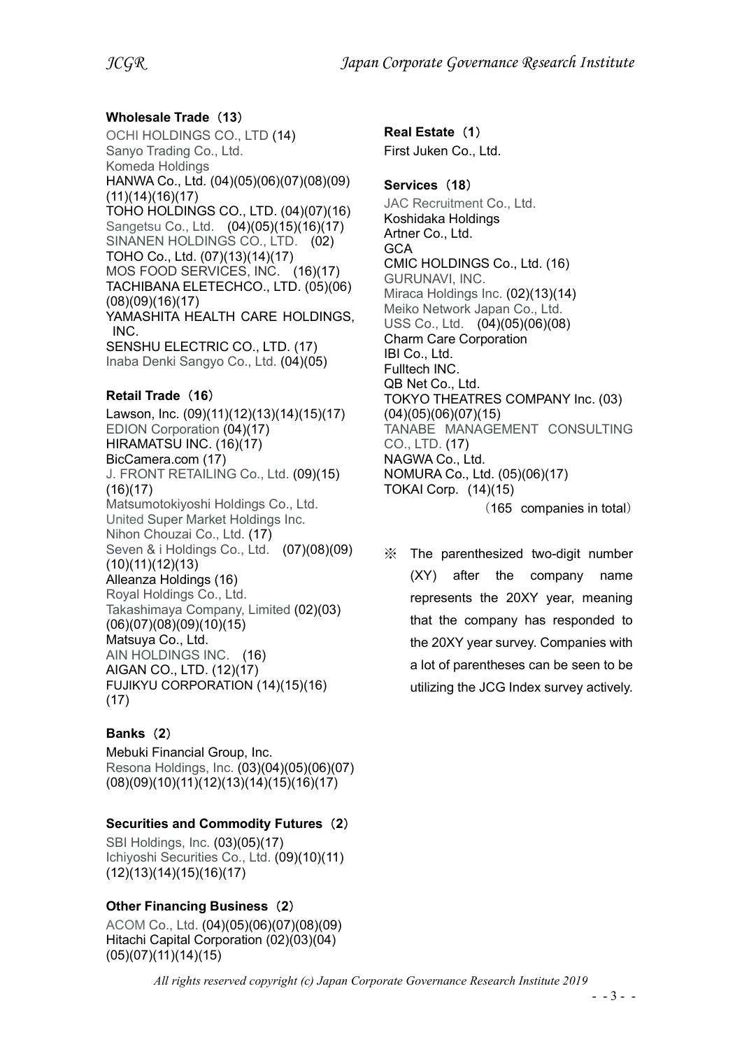### Wholesale Trade（13）

OCHI HOLDINGS CO., LTD (14)
Sanyo Trading Co., Ltd.
Komeda Holdings
HANWA Co., Ltd. (04)(05)(06)(07)(08)(09)(11)(14)(16)(17)
TOHO HOLDINGS CO., LTD. (04)(07)(16)
Sangetsu Co., Ltd. (04)(05)(15)(16)(17)
SINANEN HOLDINGS CO., LTD. (02)
TOHO Co., Ltd. (07)(13)(14)(17)
MOS FOOD SERVICES, INC. (16)(17)
TACHIBANA ELETECHCO., LTD. (05)(06)(08)(09)(16)(17)
YAMASHITA HEALTH CARE HOLDINGS, INC.
SENSHU ELECTRIC CO., LTD. (17)
Inaba Denki Sangyo Co., Ltd. (04)(05)

### Retail Trade（16）

Lawson, Inc. (09)(11)(12)(13)(14)(15)(17)
EDION Corporation (04)(17)
HIRAMATSU INC. (16)(17)
BicCamera.com (17)
J. FRONT RETAILING Co., Ltd. (09)(15)(16)(17)
Matsumotokiyoshi Holdings Co., Ltd.
United Super Market Holdings Inc.
Nihon Chouzai Co., Ltd. (17)
Seven & i Holdings Co., Ltd. (07)(08)(09)(10)(11)(12)(13)
Alleanza Holdings (16)
Royal Holdings Co., Ltd.
Takashimaya Company, Limited (02)(03)(06)(07)(08)(09)(10)(15)
Matsuya Co., Ltd.
AIN HOLDINGS INC. (16)
AIGAN CO., LTD. (12)(17)
FUJIKYU CORPORATION (14)(15)(16)(17)

### Banks（2）

Mebuki Financial Group, Inc.
Resona Holdings, Inc. (03)(04)(05)(06)(07)(08)(09)(10)(11)(12)(13)(14)(15)(16)(17)

### Securities and Commodity Futures（2）

SBI Holdings, Inc. (03)(05)(17)
Ichiyoshi Securities Co., Ltd. (09)(10)(11)(12)(13)(14)(15)(16)(17)

### Other Financing Business（2）

ACOM Co., Ltd. (04)(05)(06)(07)(08)(09)
Hitachi Capital Corporation (02)(03)(04)(05)(07)(11)(14)(15)

### Real Estate（1）

First Juken Co., Ltd.

### Services（18）

JAC Recruitment Co., Ltd.
Koshidaka Holdings
Artner Co., Ltd.
GCA
CMIC HOLDINGS Co., Ltd. (16)
GURUNAVI, INC.
Miraca Holdings Inc. (02)(13)(14)
Meiko Network Japan Co., Ltd.
USS Co., Ltd. (04)(05)(06)(08)
Charm Care Corporation
IBI Co., Ltd.
Fulltech INC.
QB Net Co., Ltd.
TOKYO THEATRES COMPANY Inc. (03)(04)(05)(06)(07)(15)
TANABE MANAGEMENT CONSULTING CO., LTD. (17)
NAGWA Co., Ltd.
NOMURA Co., Ltd. (05)(06)(17)
TOKAI Corp. (14)(15)

（165 companies in total）

※ The parenthesized two-digit number (XY) after the company name represents the 20XY year, meaning that the company has responded to the 20XY year survey. Companies with a lot of parentheses can be seen to be utilizing the JCG Index survey actively.